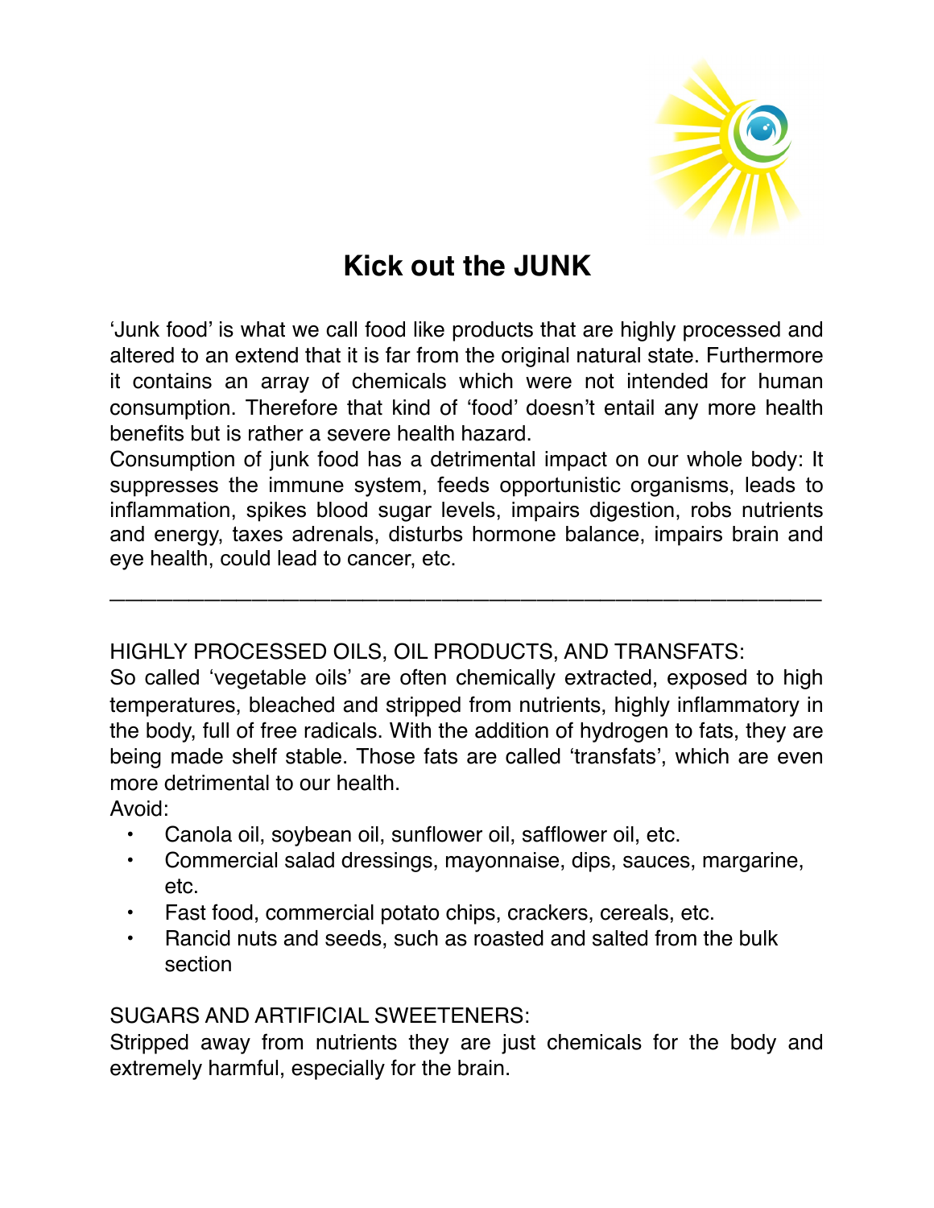# Kick out the JUNK

'Junk food' is what we call food like products that are highly processed and altered to an extend that it is far from the original natural state. Furthermore it contains an array of chemicals which were not intended for human consumption. Therefore that kind of 'food' doesn't entail any more health benefits but is rather a severe health hazard.
Consumption of junk food has a detrimental impact on our whole body: It suppresses the immune system, feeds opportunistic organisms, leads to inflammation, spikes blood sugar levels, impairs digestion, robs nutrients and energy, taxes adrenals, disturbs hormone balance, impairs brain and eye health, could lead to cancer, etc.

---

HIGHLY PROCESSED OILS, OIL PRODUCTS, AND TRANSFATS:
So called 'vegetable oils' are often chemically extracted, exposed to high temperatures, bleached and stripped from nutrients, highly inflammatory in the body, full of free radicals. With the addition of hydrogen to fats, they are being made shelf stable. Those fats are called 'transfats', which are even more detrimental to our health.
Avoid:

- Canola oil, soybean oil, sunflower oil, safflower oil, etc.
- Commercial salad dressings, mayonnaise, dips, sauces, margarine, etc.
- Fast food, commercial potato chips, crackers, cereals, etc.
- Rancid nuts and seeds, such as roasted and salted from the bulk section

SUGARS AND ARTIFICIAL SWEETENERS:
Stripped away from nutrients they are just chemicals for the body and extremely harmful, especially for the brain.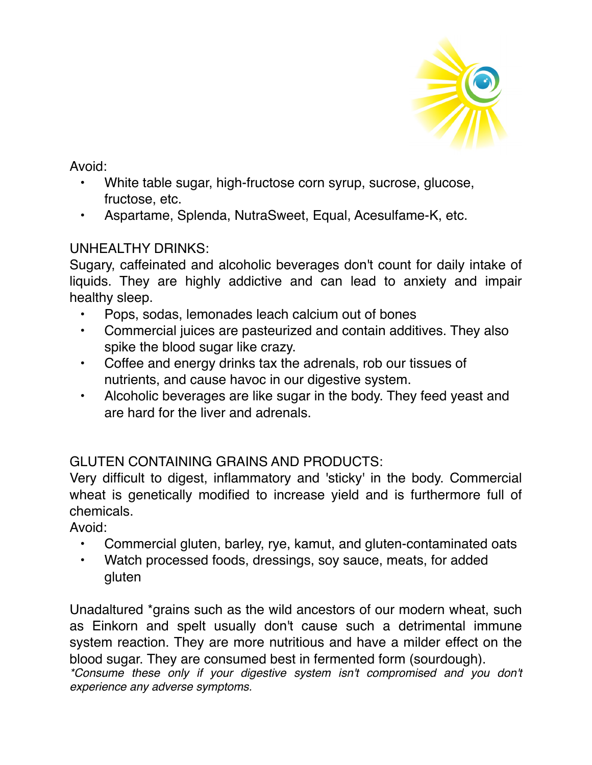Avoid:

- White table sugar, high-fructose corn syrup, sucrose, glucose, fructose, etc.
- Aspartame, Splenda, NutraSweet, Equal, Acesulfame-K, etc.

UNHEALTHY DRINKS:

Sugary, caffeinated and alcoholic beverages don't count for daily intake of liquids. They are highly addictive and can lead to anxiety and impair healthy sleep.

- Pops, sodas, lemonades leach calcium out of bones
- Commercial juices are pasteurized and contain additives. They also spike the blood sugar like crazy.
- Coffee and energy drinks tax the adrenals, rob our tissues of nutrients, and cause havoc in our digestive system.
- Alcoholic beverages are like sugar in the body. They feed yeast and are hard for the liver and adrenals.

GLUTEN CONTAINING GRAINS AND PRODUCTS:

Very difficult to digest, inflammatory and 'sticky' in the body. Commercial wheat is genetically modified to increase yield and is furthermore full of chemicals.

Avoid:

- Commercial gluten, barley, rye, kamut, and gluten-contaminated oats
- Watch processed foods, dressings, soy sauce, meats, for added gluten

Unadaltured *grains such as the wild ancestors of our modern wheat, such as Einkorn and spelt usually don't cause such a detrimental immune system reaction. They are more nutritious and have a milder effect on the blood sugar. They are consumed best in fermented form (sourdough).

*\*Consume these only if your digestive system isn't compromised and you don't experience any adverse symptoms.*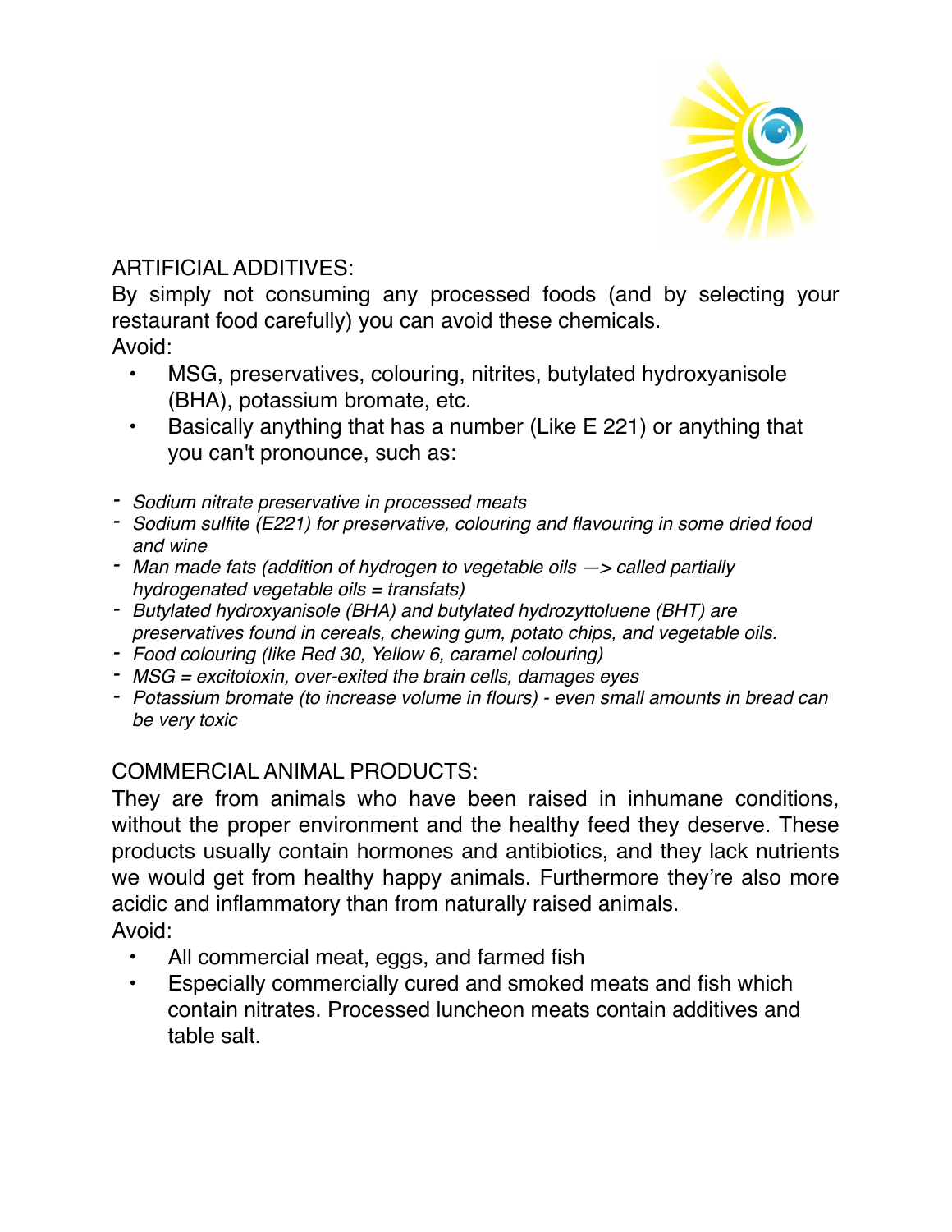## ARTIFICIAL ADDITIVES:

By simply not consuming any processed foods (and by selecting your restaurant food carefully) you can avoid these chemicals.

Avoid:

- MSG, preservatives, colouring, nitrites, butylated hydroxyanisole (BHA), potassium bromate, etc.
- Basically anything that has a number (Like E 221) or anything that you can't pronounce, such as:

- *Sodium nitrate preservative in processed meats*
- *Sodium sulfite (E221) for preservative, colouring and flavouring in some dried food and wine*
- *Man made fats (addition of hydrogen to vegetable oils —> called partially hydrogenated vegetable oils = transfats)*
- *Butylated hydroxyanisole (BHA) and butylated hydrozyttoluene (BHT) are preservatives found in cereals, chewing gum, potato chips, and vegetable oils.*
- *Food colouring (like Red 30, Yellow 6, caramel colouring)*
- *MSG = excitotoxin, over-exited the brain cells, damages eyes*
- *Potassium bromate (to increase volume in flours) - even small amounts in bread can be very toxic*

## COMMERCIAL ANIMAL PRODUCTS:

They are from animals who have been raised in inhumane conditions, without the proper environment and the healthy feed they deserve. These products usually contain hormones and antibiotics, and they lack nutrients we would get from healthy happy animals. Furthermore they're also more acidic and inflammatory than from naturally raised animals.

Avoid:

- All commercial meat, eggs, and farmed fish
- Especially commercially cured and smoked meats and fish which contain nitrates. Processed luncheon meats contain additives and table salt.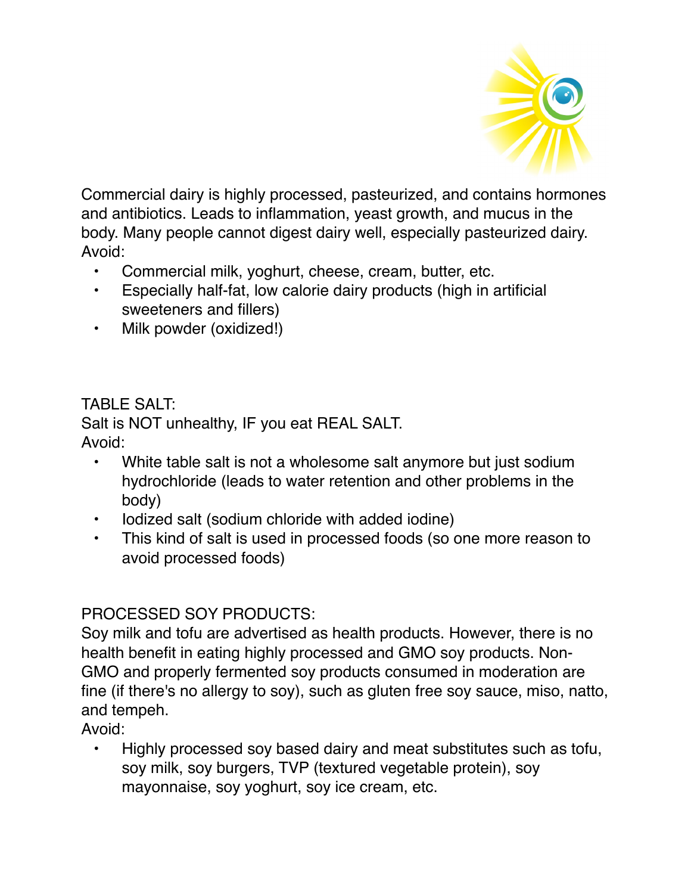Commercial dairy is highly processed, pasteurized, and contains hormones and antibiotics. Leads to inflammation, yeast growth, and mucus in the body. Many people cannot digest dairy well, especially pasteurized dairy.
Avoid:

- Commercial milk, yoghurt, cheese, cream, butter, etc.
- Especially half-fat, low calorie dairy products (high in artificial sweeteners and fillers)
- Milk powder (oxidized!)

TABLE SALT:
Salt is NOT unhealthy, IF you eat REAL SALT.
Avoid:

- White table salt is not a wholesome salt anymore but just sodium hydrochloride (leads to water retention and other problems in the body)
- Iodized salt (sodium chloride with added iodine)
- This kind of salt is used in processed foods (so one more reason to avoid processed foods)

PROCESSED SOY PRODUCTS:
Soy milk and tofu are advertised as health products. However, there is no health benefit in eating highly processed and GMO soy products. Non-GMO and properly fermented soy products consumed in moderation are fine (if there's no allergy to soy), such as gluten free soy sauce, miso, natto, and tempeh.
Avoid:

- Highly processed soy based dairy and meat substitutes such as tofu, soy milk, soy burgers, TVP (textured vegetable protein), soy mayonnaise, soy yoghurt, soy ice cream, etc.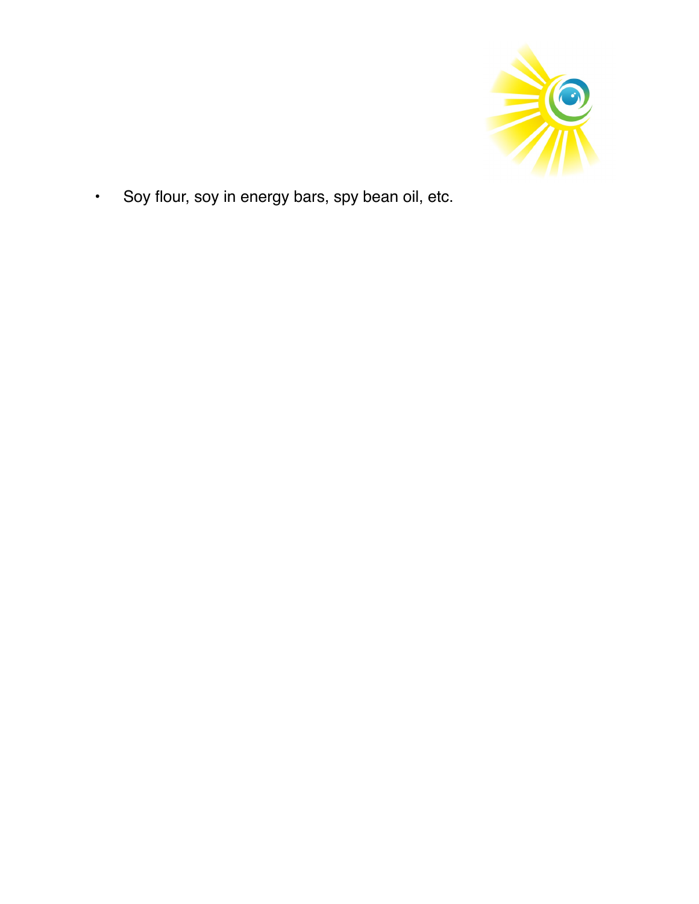- Soy flour, soy in energy bars, spy bean oil, etc.